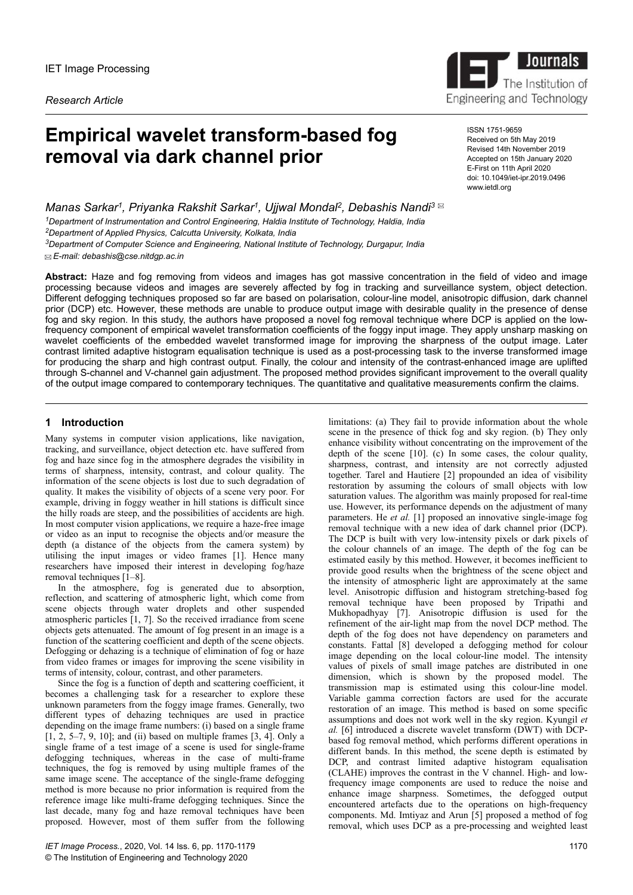IET Image Processing

*Research Article*

# Empirical wavelet transform-based fog removal via dark channel prior

ISSN 1751-9659
Received on 5th May 2019
Revised 14th November 2019
Accepted on 15th January 2020
E-First on 11th April 2020
doi: 10.1049/iet-ipr.2019.0496
www.ietdl.org

*Manas Sarkar[1], Priyanka Rakshit Sarkar[1], Ujjwal Mondal[2], Debashis Nandi[3]* ✉

[1]Department of Instrumentation and Control Engineering, Haldia Institute of Technology, Haldia, India
[2]Department of Applied Physics, Calcutta University, Kolkata, India
[3]Department of Computer Science and Engineering, National Institute of Technology, Durgapur, India
✉ E-mail: debashis@cse.nitdgp.ac.in

**Abstract:** Haze and fog removing from videos and images has got massive concentration in the field of video and image processing because videos and images are severely affected by fog in tracking and surveillance system, object detection. Different defogging techniques proposed so far are based on polarisation, colour-line model, anisotropic diffusion, dark channel prior (DCP) etc. However, these methods are unable to produce output image with desirable quality in the presence of dense fog and sky region. In this study, the authors have proposed a novel fog removal technique where DCP is applied on the low-frequency component of empirical wavelet transformation coefficients of the foggy input image. They apply unsharp masking on wavelet coefficients of the embedded wavelet transformed image for improving the sharpness of the output image. Later contrast limited adaptive histogram equalisation technique is used as a post-processing task to the inverse transformed image for producing the sharp and high contrast output. Finally, the colour and intensity of the contrast-enhanced image are uplifted through S-channel and V-channel gain adjustment. The proposed method provides significant improvement to the overall quality of the output image compared to contemporary techniques. The quantitative and qualitative measurements confirm the claims.

## 1 Introduction

Many systems in computer vision applications, like navigation, tracking, and surveillance, object detection etc. have suffered from fog and haze since fog in the atmosphere degrades the visibility in terms of sharpness, intensity, contrast, and colour quality. The information of the scene objects is lost due to such degradation of quality. It makes the visibility of objects of a scene very poor. For example, driving in foggy weather in hill stations is difficult since the hilly roads are steep, and the possibilities of accidents are high. In most computer vision applications, we require a haze-free image or video as an input to recognise the objects and/or measure the depth (a distance of the objects from the camera system) by utilising the input images or video frames [1]. Hence many researchers have imposed their interest in developing fog/haze removal techniques [1–8].

In the atmosphere, fog is generated due to absorption, reflection, and scattering of atmospheric light, which come from scene objects through water droplets and other suspended atmospheric particles [1, 7]. So the received irradiance from scene objects gets attenuated. The amount of fog present in an image is a function of the scattering coefficient and depth of the scene objects. Defogging or dehazing is a technique of elimination of fog or haze from video frames or images for improving the scene visibility in terms of intensity, colour, contrast, and other parameters.

Since the fog is a function of depth and scattering coefficient, it becomes a challenging task for a researcher to explore these unknown parameters from the foggy image frames. Generally, two different types of dehazing techniques are used in practice depending on the image frame numbers: (i) based on a single frame [1, 2, 5–7, 9, 10]; and (ii) based on multiple frames [3, 4]. Only a single frame of a test image of a scene is used for single-frame defogging techniques, whereas in the case of multi-frame techniques, the fog is removed by using multiple frames of the same image scene. The acceptance of the single-frame defogging method is more because no prior information is required from the reference image like multi-frame defogging techniques. Since the last decade, many fog and haze removal techniques have been proposed. However, most of them suffer from the following limitations: (a) They fail to provide information about the whole scene in the presence of thick fog and sky region. (b) They only enhance visibility without concentrating on the improvement of the depth of the scene [10]. (c) In some cases, the colour quality, sharpness, contrast, and intensity are not correctly adjusted together. Tarel and Hautiere [2] propounded an idea of visibility restoration by assuming the colours of small objects with low saturation values. The algorithm was mainly proposed for real-time use. However, its performance depends on the adjustment of many parameters. He *et al.* [1] proposed an innovative single-image fog removal technique with a new idea of dark channel prior (DCP). The DCP is built with very low-intensity pixels or dark pixels of the colour channels of an image. The depth of the fog can be estimated easily by this method. However, it becomes inefficient to provide good results when the brightness of the scene object and the intensity of atmospheric light are approximately at the same level. Anisotropic diffusion and histogram stretching-based fog removal technique have been proposed by Tripathi and Mukhopadhyay [7]. Anisotropic diffusion is used for the refinement of the air-light map from the novel DCP method. The depth of the fog does not have dependency on parameters and constants. Fattal [8] developed a defogging method for colour image depending on the local colour-line model. The intensity values of pixels of small image patches are distributed in one dimension, which is shown by the proposed model. The transmission map is estimated using this colour-line model. Variable gamma correction factors are used for the accurate restoration of an image. This method is based on some specific assumptions and does not work well in the sky region. Kyungil *et al.* [6] introduced a discrete wavelet transform (DWT) with DCP-based fog removal method, which performs different operations in different bands. In this method, the scene depth is estimated by DCP, and contrast limited adaptive histogram equalisation (CLAHE) improves the contrast in the V channel. High- and low-frequency image components are used to reduce the noise and enhance image sharpness. Sometimes, the defogged output encountered artefacts due to the operations on high-frequency components. Md. Imtiyaz and Arun [5] proposed a method of fog removal, which uses DCP as a pre-processing and weighted least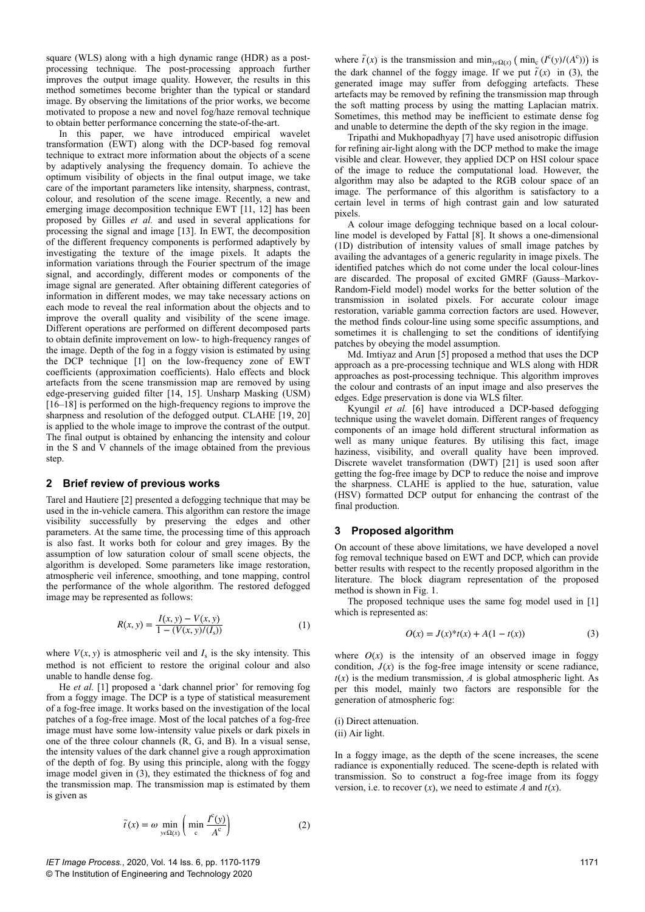square (WLS) along with a high dynamic range (HDR) as a post-processing technique. The post-processing approach further improves the output image quality. However, the results in this method sometimes become brighter than the typical or standard image. By observing the limitations of the prior works, we become motivated to propose a new and novel fog/haze removal technique to obtain better performance concerning the state-of-the-art.

In this paper, we have introduced empirical wavelet transformation (EWT) along with the DCP-based fog removal technique to extract more information about the objects of a scene by adaptively analysing the frequency domain. To achieve the optimum visibility of objects in the final output image, we take care of the important parameters like intensity, sharpness, contrast, colour, and resolution of the scene image. Recently, a new and emerging image decomposition technique EWT [11, 12] has been proposed by Gilles *et al.* and used in several applications for processing the signal and image [13]. In EWT, the decomposition of the different frequency components is performed adaptively by investigating the texture of the image pixels. It adapts the information variations through the Fourier spectrum of the image signal, and accordingly, different modes or components of the image signal are generated. After obtaining different categories of information in different modes, we may take necessary actions on each mode to reveal the real information about the objects and to improve the overall quality and visibility of the scene image. Different operations are performed on different decomposed parts to obtain definite improvement on low- to high-frequency ranges of the image. Depth of the fog in a foggy vision is estimated by using the DCP technique [1] on the low-frequency zone of EWT coefficients (approximation coefficients). Halo effects and block artefacts from the scene transmission map are removed by using edge-preserving guided filter [14, 15]. Unsharp Masking (USM) [16–18] is performed on the high-frequency regions to improve the sharpness and resolution of the defogged output. CLAHE [19, 20] is applied to the whole image to improve the contrast of the output. The final output is obtained by enhancing the intensity and colour in the S and V channels of the image obtained from the previous step.

## 2 Brief review of previous works

Tarel and Hautiere [2] presented a defogging technique that may be used in the in-vehicle camera. This algorithm can restore the image visibility successfully by preserving the edges and other parameters. At the same time, the processing time of this approach is also fast. It works both for colour and grey images. By the assumption of low saturation colour of small scene objects, the algorithm is developed. Some parameters like image restoration, atmospheric veil inference, smoothing, and tone mapping, control the performance of the whole algorithm. The restored defogged image may be represented as follows:

$$R(x, y) = \frac{I(x, y) - V(x, y)}{1 - (V(x, y)/(I_s))} \tag{1}$$

where $V(x, y)$ is atmospheric veil and $I_s$ is the sky intensity. This method is not efficient to restore the original colour and also unable to handle dense fog.

He *et al.* [1] proposed a 'dark channel prior' for removing fog from a foggy image. The DCP is a type of statistical measurement of a fog-free image. It works based on the investigation of the local patches of a fog-free image. Most of the local patches of a fog-free image must have some low-intensity value pixels or dark pixels in one of the three colour channels (R, G, and B). In a visual sense, the intensity values of the dark channel give a rough approximation of the depth of fog. By using this principle, along with the foggy image model given in (3), they estimated the thickness of fog and the transmission map. The transmission map is estimated by them is given as

$$\tilde{t}(x) = \omega \min_{y \epsilon \Omega(x)} \left( \min_{c} \frac{I^c(y)}{A^c} \right) \tag{2}$$

where $\tilde{t}(x)$ is the transmission and $\min_{y \epsilon \Omega(x)} \left( \min_c (I^c(y)/(A^c)) \right)$ is the dark channel of the foggy image. If we put $\tilde{t}(x)$ in (3), the generated image may suffer from defogging artefacts. These artefacts may be removed by refining the transmission map through the soft matting process by using the matting Laplacian matrix. Sometimes, this method may be inefficient to estimate dense fog and unable to determine the depth of the sky region in the image.

Tripathi and Mukhopadhyay [7] have used anisotropic diffusion for refining air-light along with the DCP method to make the image visible and clear. However, they applied DCP on HSI colour space of the image to reduce the computational load. However, the algorithm may also be adapted to the RGB colour space of an image. The performance of this algorithm is satisfactory to a certain level in terms of high contrast gain and low saturated pixels.

A colour image defogging technique based on a local colour-line model is developed by Fattal [8]. It shows a one-dimensional (1D) distribution of intensity values of small image patches by availing the advantages of a generic regularity in image pixels. The identified patches which do not come under the local colour-lines are discarded. The proposal of excited GMRF (Gauss–Markov-Random-Field model) model works for the better solution of the transmission in isolated pixels. For accurate colour image restoration, variable gamma correction factors are used. However, the method finds colour-line using some specific assumptions, and sometimes it is challenging to set the conditions of identifying patches by obeying the model assumption.

Md. Imtiyaz and Arun [5] proposed a method that uses the DCP approach as a pre-processing technique and WLS along with HDR approaches as post-processing technique. This algorithm improves the colour and contrasts of an input image and also preserves the edges. Edge preservation is done via WLS filter.

Kyungil *et al.* [6] have introduced a DCP-based defogging technique using the wavelet domain. Different ranges of frequency components of an image hold different structural information as well as many unique features. By utilising this fact, image haziness, visibility, and overall quality have been improved. Discrete wavelet transformation (DWT) [21] is used soon after getting the fog-free image by DCP to reduce the noise and improve the sharpness. CLAHE is applied to the hue, saturation, value (HSV) formatted DCP output for enhancing the contrast of the final production.

## 3 Proposed algorithm

On account of these above limitations, we have developed a novel fog removal technique based on EWT and DCP, which can provide better results with respect to the recently proposed algorithm in the literature. The block diagram representation of the proposed method is shown in Fig. 1.

The proposed technique uses the same fog model used in [1] which is represented as:

$$O(x) = J(x) * t(x) + A(1 - t(x)) \tag{3}$$

where $O(x)$ is the intensity of an observed image in foggy condition, $J(x)$ is the fog-free image intensity or scene radiance, $t(x)$ is the medium transmission, $A$ is global atmospheric light. As per this model, mainly two factors are responsible for the generation of atmospheric fog:

(i) Direct attenuation.
(ii) Air light.

In a foggy image, as the depth of the scene increases, the scene radiance is exponentially reduced. The scene-depth is related with transmission. So to construct a fog-free image from its foggy version, i.e. to recover $(x)$, we need to estimate $A$ and $t(x)$.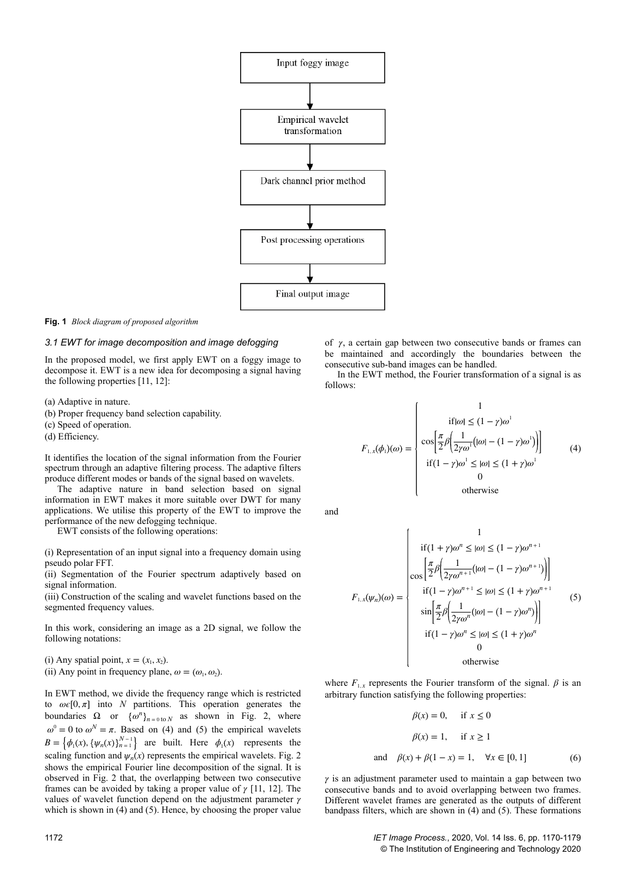Input foggy image

Empirical wavelet transformation

Dark channel prior method

Post processing operations

Final output image

**Fig. 1** *Block diagram of proposed algorithm*

### *3.1 EWT for image decomposition and image defogging*

In the proposed model, we first apply EWT on a foggy image to decompose it. EWT is a new idea for decomposing a signal having the following properties [11, 12]:

(a) Adaptive in nature.
(b) Proper frequency band selection capability.
(c) Speed of operation.
(d) Efficiency.

It identifies the location of the signal information from the Fourier spectrum through an adaptive filtering process. The adaptive filters produce different modes or bands of the signal based on wavelets.

The adaptive nature in band selection based on signal information in EWT makes it more suitable over DWT for many applications. We utilise this property of the EWT to improve the performance of the new defogging technique.

EWT consists of the following operations:

(i) Representation of an input signal into a frequency domain using pseudo polar FFT.
(ii) Segmentation of the Fourier spectrum adaptively based on signal information.
(iii) Construction of the scaling and wavelet functions based on the segmented frequency values.

In this work, considering an image as a 2D signal, we follow the following notations:

(i) Any spatial point, $x = (x_1, x_2)$.
(ii) Any point in frequency plane, $\omega = (\omega_1, \omega_2)$.

In EWT method, we divide the frequency range which is restricted to $\omega \epsilon [0, \pi]$ into $N$ partitions. This operation generates the boundaries $\Omega$ or $\{\omega^n\}_{n=0 \text{ to } N}$ as shown in Fig. 2, where $\omega^0 = 0$ to $\omega^N = \pi$. Based on (4) and (5) the empirical wavelets $B = \{\phi_1(x), \{\psi_n(x)\}_{n=1}^{N-1}\}$ are built. Here $\phi_1(x)$ represents the scaling function and $\psi_n(x)$ represents the empirical wavelets. Fig. 2 shows the empirical Fourier line decomposition of the signal. It is observed in Fig. 2 that, the overlapping between two consecutive frames can be avoided by taking a proper value of $\gamma$ [11, 12]. The values of wavelet function depend on the adjustment parameter $\gamma$ which is shown in (4) and (5). Hence, by choosing the proper value of $\gamma$, a certain gap between two consecutive bands or frames can be maintained and accordingly the boundaries between the consecutive sub-band images can be handled.

In the EWT method, the Fourier transformation of a signal is as follows:

$$F_{1,x}(\phi_1)(\omega) = \begin{cases} 1 \\ \text{if} |\omega| \le (1-\gamma)\omega^1 \\ \cos\left[\frac{\pi}{2}\beta\left(\frac{1}{2\gamma\omega^1}\left(|\omega| - (1-\gamma)\omega^1\right)\right)\right] \\ \text{if} (1-\gamma)\omega^1 \le |\omega| \le (1+\gamma)\omega^1 \\ 0 \\ \text{otherwise} \end{cases} \quad (4)$$

and

$$F_{1,x}(\psi_n)(\omega) = \begin{cases} 1 \\ \text{if} (1+\gamma)\omega^n \le |\omega| \le (1-\gamma)\omega^{n+1} \\ \cos\left[\frac{\pi}{2}\beta\left(\frac{1}{2\gamma\omega^{n+1}}(|\omega| - (1-\gamma)\omega^{n+1})\right)\right] \\ \text{if} (1-\gamma)\omega^{n+1} \le |\omega| \le (1+\gamma)\omega^{n+1} \\ \sin\left[\frac{\pi}{2}\beta\left(\frac{1}{2\gamma\omega^n}(|\omega| - (1-\gamma)\omega^n)\right)\right] \\ \text{if} (1-\gamma)\omega^n \le |\omega| \le (1+\gamma)\omega^n \\ 0 \\ \text{otherwise} \end{cases} \quad (5)$$

where $F_{1,x}$ represents the Fourier transform of the signal. $\beta$ is an arbitrary function satisfying the following properties:

$$\beta(x) = 0, \quad \text{if } x \le 0$$

$$\beta(x) = 1, \quad \text{if } x \ge 1$$

$$\text{and} \quad \beta(x) + \beta(1-x) = 1, \quad \forall x \in [0, 1] \quad (6)$$

$\gamma$ is an adjustment parameter used to maintain a gap between two consecutive bands and to avoid overlapping between two frames. Different wavelet frames are generated as the outputs of different bandpass filters, which are shown in (4) and (5). These formations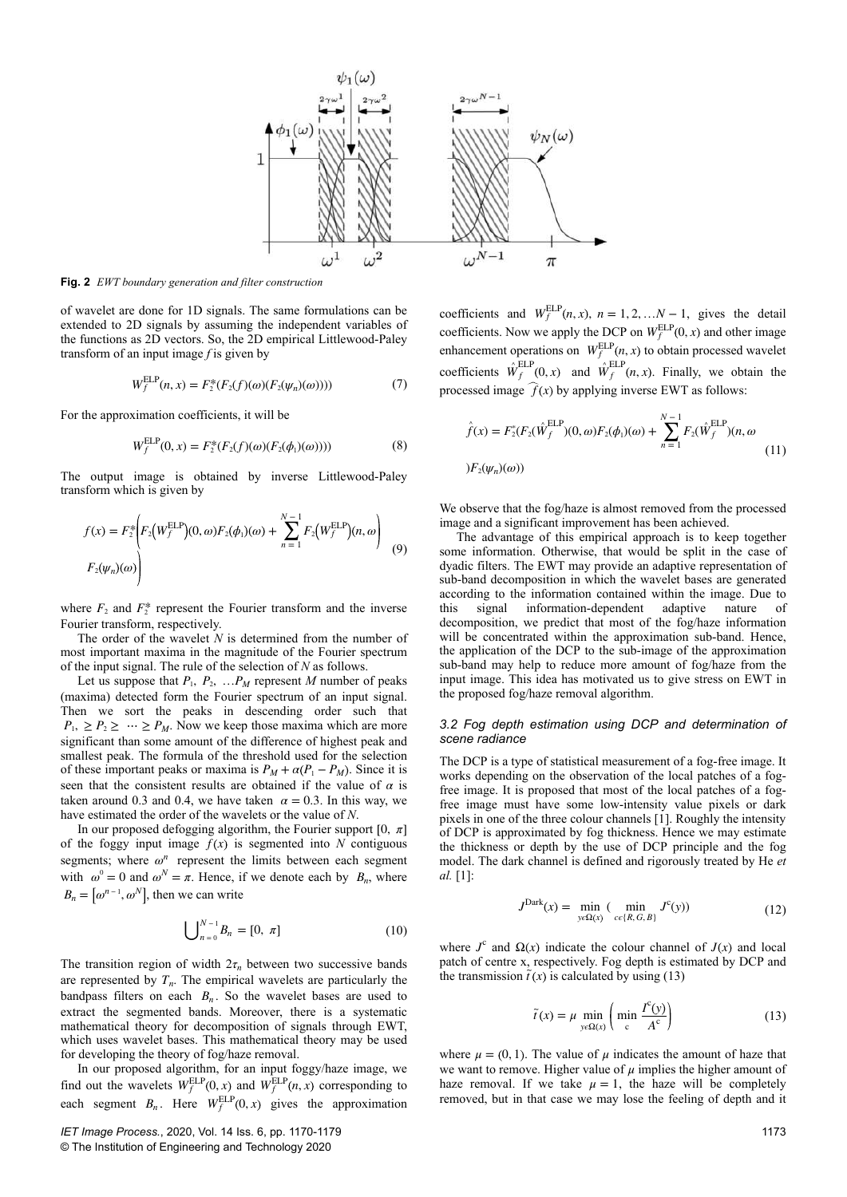**Fig. 2** *EWT boundary generation and filter construction*

of wavelet are done for 1D signals. The same formulations can be extended to 2D signals by assuming the independent variables of the functions as 2D vectors. So, the 2D empirical Littlewood-Paley transform of an input image $f$ is given by

$$W_f^{\text{ELP}}(n, x) = F_2^*(F_2(f)(\omega)(F_2(\psi_n)(\omega)))\tag{7}$$

For the approximation coefficients, it will be

$$W_f^{\text{ELP}}(0, x) = F_2^*(F_2(f)(\omega)(F_2(\phi_1)(\omega)))\tag{8}$$

The output image is obtained by inverse Littlewood-Paley transform which is given by

$$f(x) = F_2^*\left(F_2\left(W_f^{\text{ELP}}\right)(0, \omega)F_2(\phi_1)(\omega) + \sum_{n=1}^{N-1} F_2\left(W_f^{\text{ELP}}\right)(n, \omega) F_2(\psi_n)(\omega)\right)\tag{9}$$

where $F_2$ and $F_2^*$ represent the Fourier transform and the inverse Fourier transform, respectively.

The order of the wavelet $N$ is determined from the number of most important maxima in the magnitude of the Fourier spectrum of the input signal. The rule of the selection of $N$ as follows.

Let us suppose that $P_1, P_2, \ldots P_M$ represent $M$ number of peaks (maxima) detected form the Fourier spectrum of an input signal. Then we sort the peaks in descending order such that $P_1 \geq P_2 \geq \cdots \geq P_M$. Now we keep those maxima which are more significant than some amount of the difference of highest peak and smallest peak. The formula of the threshold used for the selection of these important peaks or maxima is $P_M + \alpha(P_1 - P_M)$. Since it is seen that the consistent results are obtained if the value of $\alpha$ is taken around 0.3 and 0.4, we have taken $\alpha = 0.3$. In this way, we have estimated the order of the wavelets or the value of $N$.

In our proposed defogging algorithm, the Fourier support $[0, \pi]$ of the foggy input image $f(x)$ is segmented into $N$ contiguous segments; where $\omega^n$ represent the limits between each segment with $\omega^0 = 0$ and $\omega^N = \pi$. Hence, if we denote each by $B_n$, where $B_n = \left[\omega^{n-1}, \omega^N\right]$, then we can write

$$\bigcup_{n=0}^{N-1} B_n = [0, \pi]\tag{10}$$

The transition region of width $2\tau_n$ between two successive bands are represented by $T_n$. The empirical wavelets are particularly the bandpass filters on each $B_n$. So the wavelet bases are used to extract the segmented bands. Moreover, there is a systematic mathematical theory for decomposition of signals through EWT, which uses wavelet bases. This mathematical theory may be used for developing the theory of fog/haze removal.

In our proposed algorithm, for an input foggy/haze image, we find out the wavelets $W_f^{\text{ELP}}(0, x)$ and $W_f^{\text{ELP}}(n, x)$ corresponding to each segment $B_n$. Here $W_f^{\text{ELP}}(0, x)$ gives the approximation coefficients and $W_f^{\text{ELP}}(n, x)$, $n = 1, 2, \ldots N - 1$, gives the detail coefficients. Now we apply the DCP on $W_f^{\text{ELP}}(0, x)$ and other image enhancement operations on $W_f^{\text{ELP}}(n, x)$ to obtain processed wavelet coefficients $\hat{W}_f^{\text{ELP}}(0, x)$ and $\hat{W}_f^{\text{ELP}}(n, x)$. Finally, we obtain the processed image $\hat{f}(x)$ by applying inverse EWT as follows:

$$\hat{f}(x) = F_2^*(F_2(\hat{W}_f^{\text{ELP}})(0, \omega)F_2(\phi_1)(\omega) + \sum_{n=1}^{N-1} F_2(\hat{W}_f^{\text{ELP}})(n, \omega)F_2(\psi_n)(\omega))\tag{11}$$

We observe that the fog/haze is almost removed from the processed image and a significant improvement has been achieved.

The advantage of this empirical approach is to keep together some information. Otherwise, that would be split in the case of dyadic filters. The EWT may provide an adaptive representation of sub-band decomposition in which the wavelet bases are generated according to the information contained within the image. Due to this signal information-dependent adaptive nature of decomposition, we predict that most of the fog/haze information will be concentrated within the approximation sub-band. Hence, the application of the DCP to the sub-image of the approximation sub-band may help to reduce more amount of fog/haze from the input image. This idea has motivated us to give stress on EWT in the proposed fog/haze removal algorithm.

### *3.2 Fog depth estimation using DCP and determination of scene radiance*

The DCP is a type of statistical measurement of a fog-free image. It works depending on the observation of the local patches of a fog-free image. It is proposed that most of the local patches of a fog-free image must have some low-intensity value pixels or dark pixels in one of the three colour channels [1]. Roughly the intensity of DCP is approximated by fog thickness. Hence we may estimate the thickness or depth by the use of DCP principle and the fog model. The dark channel is defined and rigorously treated by He *et al.* [1]:

$$J^{\text{Dark}}(x) = \min_{y \in \Omega(x)} \left( \min_{c \in \{R, G, B\}} J^c(y) \right)\tag{12}$$

where $J^c$ and $\Omega(x)$ indicate the colour channel of $J(x)$ and local patch of centre x, respectively. Fog depth is estimated by DCP and the transmission $\tilde{t}(x)$ is calculated by using (13)

$$\tilde{t}(x) = \mu \min_{y \in \Omega(x)} \left( \min_{c} \frac{I^c(y)}{A^c} \right)\tag{13}$$

where $\mu = (0, 1)$. The value of $\mu$ indicates the amount of haze that we want to remove. Higher value of $\mu$ implies the higher amount of haze removal. If we take $\mu = 1$, the haze will be completely removed, but in that case we may lose the feeling of depth and it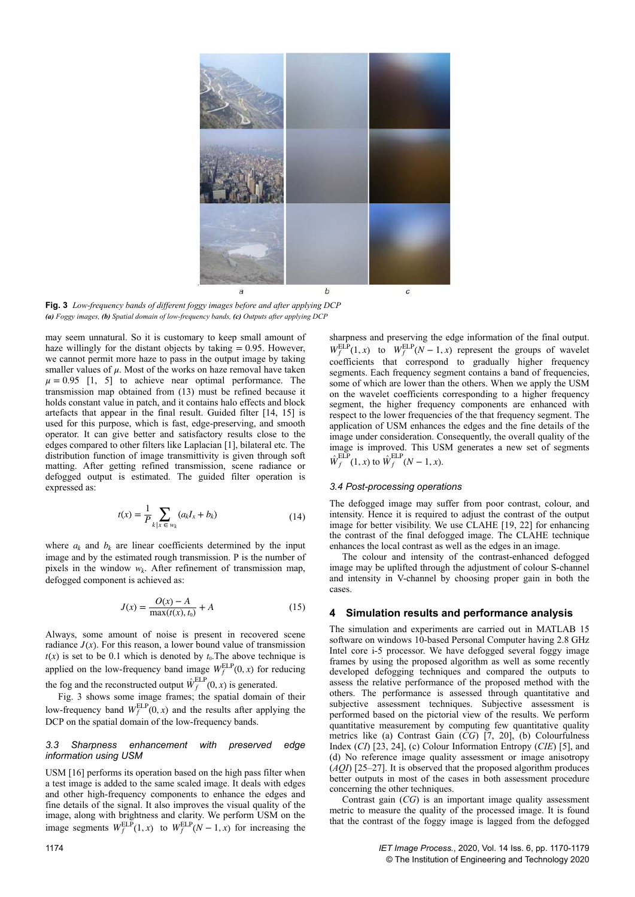**Fig. 3** *Low-frequency bands of different foggy images before and after applying DCP*
***(a)** Foggy images, **(b)** Spatial domain of low-frequency bands, **(c)** Outputs after applying DCP*

may seem unnatural. So it is customary to keep small amount of haze willingly for the distant objects by taking = 0.95. However, we cannot permit more haze to pass in the output image by taking smaller values of $\mu$. Most of the works on haze removal have taken $\mu = 0.95$ [1, 5] to achieve near optimal performance. The transmission map obtained from (13) must be refined because it holds constant value in patch, and it contains halo effects and block artefacts that appear in the final result. Guided filter [14, 15] is used for this purpose, which is fast, edge-preserving, and smooth operator. It can give better and satisfactory results close to the edges compared to other filters like Laplacian [1], bilateral etc. The distribution function of image transmittivity is given through soft matting. After getting refined transmission, scene radiance or defogged output is estimated. The guided filter operation is expressed as:

$$t(x) = \frac{1}{P}\sum_{k \mid x \in w_k} (a_k I_x + b_k) \tag{14}$$

where $a_k$ and $b_k$ are linear coefficients determined by the input image and by the estimated rough transmission. P is the number of pixels in the window $w_k$. After refinement of transmission map, defogged component is achieved as:

$$J(x) = \frac{O(x) - A}{\max(t(x), t_0)} + A \tag{15}$$

Always, some amount of noise is present in recovered scene radiance $J(x)$. For this reason, a lower bound value of transmission $t(x)$ is set to be 0.1 which is denoted by $t_0$.The above technique is applied on the low-frequency band image $W_f^{\text{ELP}}(0, x)$ for reducing the fog and the reconstructed output $\hat{W}_f^{\text{ELP}}(0, x)$ is generated.

Fig. 3 shows some image frames; the spatial domain of their low-frequency band $W_f^{\text{ELP}}(0, x)$ and the results after applying the DCP on the spatial domain of the low-frequency bands.

### *3.3 Sharpness enhancement with preserved edge information using USM*

USM [16] performs its operation based on the high pass filter when a test image is added to the same scaled image. It deals with edges and other high-frequency components to enhance the edges and fine details of the signal. It also improves the visual quality of the image, along with brightness and clarity. We perform USM on the image segments $W_f^{\text{ELP}}(1, x)$ to $W_f^{\text{ELP}}(N-1, x)$ for increasing the sharpness and preserving the edge information of the final output. $W_f^{\text{ELP}}(1, x)$ to $W_f^{\text{ELP}}(N-1, x)$ represent the groups of wavelet coefficients that correspond to gradually higher frequency segments. Each frequency segment contains a band of frequencies, some of which are lower than the others. When we apply the USM on the wavelet coefficients corresponding to a higher frequency segment, the higher frequency components are enhanced with respect to the lower frequencies of the that frequency segment. The application of USM enhances the edges and the fine details of the image under consideration. Consequently, the overall quality of the image is improved. This USM generates a new set of segments $\hat{W}_f^{\text{ELP}}(1, x)$ to $\hat{W}_f^{\text{ELP}}(N-1, x)$.

### *3.4 Post-processing operations*

The defogged image may suffer from poor contrast, colour, and intensity. Hence it is required to adjust the contrast of the output image for better visibility. We use CLAHE [19, 22] for enhancing the contrast of the final defogged image. The CLAHE technique enhances the local contrast as well as the edges in an image.

The colour and intensity of the contrast-enhanced defogged image may be uplifted through the adjustment of colour S-channel and intensity in V-channel by choosing proper gain in both the cases.

## 4 Simulation results and performance analysis

The simulation and experiments are carried out in MATLAB 15 software on windows 10-based Personal Computer having 2.8 GHz Intel core i-5 processor. We have defogged several foggy image frames by using the proposed algorithm as well as some recently developed defogging techniques and compared the outputs to assess the relative performance of the proposed method with the others. The performance is assessed through quantitative and subjective assessment techniques. Subjective assessment is performed based on the pictorial view of the results. We perform quantitative measurement by computing few quantitative quality metrics like (a) Contrast Gain (*CG*) [7, 20], (b) Colourfulness Index (*CI*) [23, 24], (c) Colour Information Entropy (*CIE*) [5], and (d) No reference image quality assessment or image anisotropy (*AQI*) [25–27]. It is observed that the proposed algorithm produces better outputs in most of the cases in both assessment procedure concerning the other techniques.

Contrast gain (*CG*) is an important image quality assessment metric to measure the quality of the processed image. It is found that the contrast of the foggy image is lagged from the defogged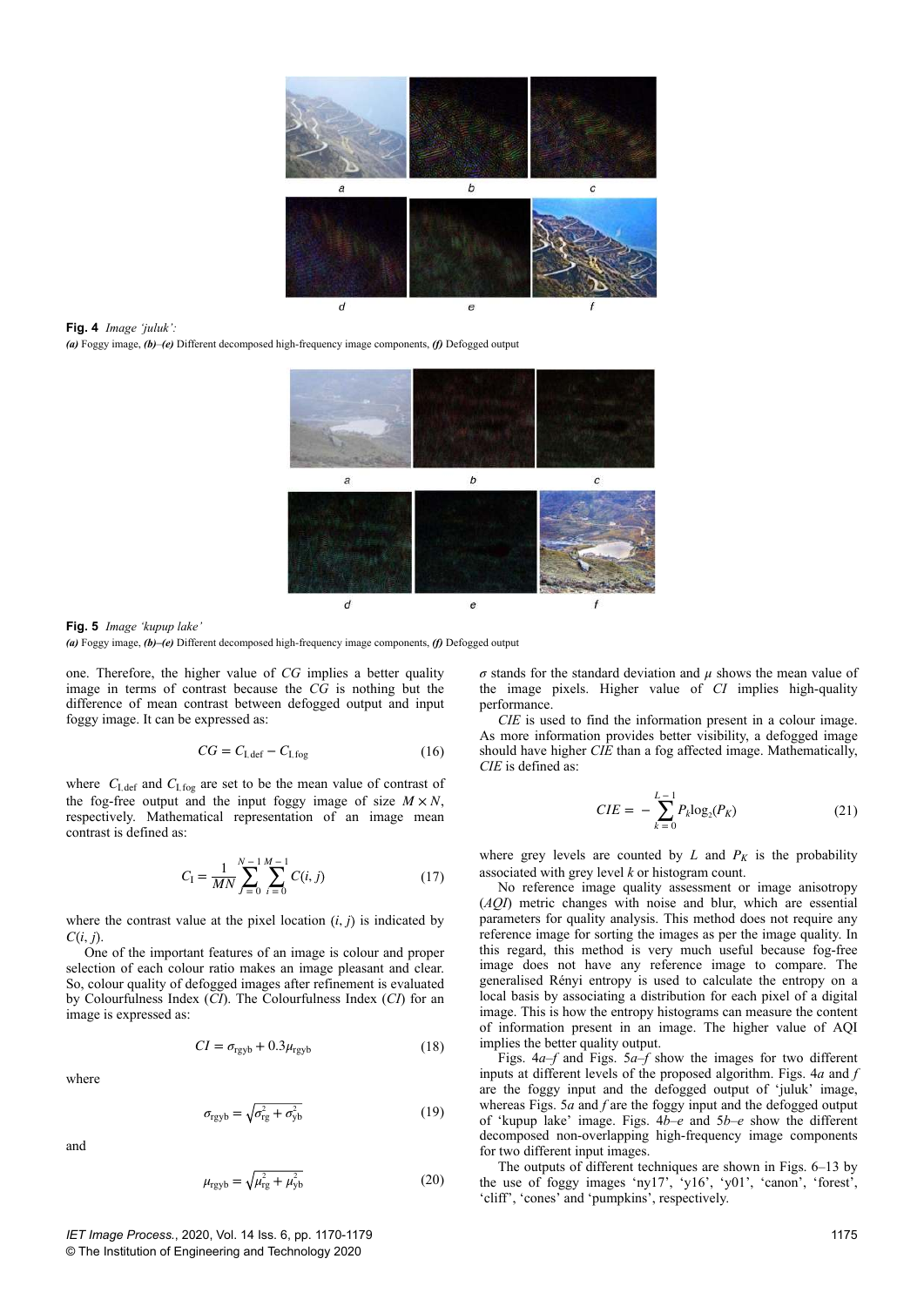**Fig. 4** *Image 'juluk':*
***(a)*** Foggy image, ***(b)–(e)*** Different decomposed high-frequency image components, ***(f)*** Defogged output

**Fig. 5** *Image 'kupup lake'*
***(a)*** Foggy image, ***(b)–(e)*** Different decomposed high-frequency image components, ***(f)*** Defogged output

one. Therefore, the higher value of *CG* implies a better quality image in terms of contrast because the *CG* is nothing but the difference of mean contrast between defogged output and input foggy image. It can be expressed as:

$$CG = C_{\rm I\,def} - C_{\rm I\,fog} \tag{16}$$

where $C_{\rm I\,def}$ and $C_{\rm I\,fog}$ are set to be the mean value of contrast of the fog-free output and the input foggy image of size $M \times N$, respectively. Mathematical representation of an image mean contrast is defined as:

$$C_{\rm I} = \frac{1}{MN}\sum_{j=0}^{N-1}\sum_{i=0}^{M-1} C(i,j) \tag{17}$$

where the contrast value at the pixel location $(i, j)$ is indicated by $C(i, j)$.

One of the important features of an image is colour and proper selection of each colour ratio makes an image pleasant and clear. So, colour quality of defogged images after refinement is evaluated by Colourfulness Index (*CI*). The Colourfulness Index (*CI*) for an image is expressed as:

$$CI = \sigma_{\rm rgyb} + 0.3\mu_{\rm rgyb} \tag{18}$$

where

$$\sigma_{\rm rgyb} = \sqrt{\sigma_{\rm rg}^2 + \sigma_{\rm yb}^2} \tag{19}$$

and

$$\mu_{\rm rgyb} = \sqrt{\mu_{\rm rg}^2 + \mu_{\rm yb}^2} \tag{20}$$

$\sigma$ stands for the standard deviation and $\mu$ shows the mean value of the image pixels. Higher value of *CI* implies high-quality performance.

*CIE* is used to find the information present in a colour image. As more information provides better visibility, a defogged image should have higher *CIE* than a fog affected image. Mathematically, *CIE* is defined as:

$$CIE = -\sum_{k=0}^{L-1} P_k \log_2(P_K) \tag{21}$$

where grey levels are counted by $L$ and $P_K$ is the probability associated with grey level $k$ or histogram count.

No reference image quality assessment or image anisotropy (*AQI*) metric changes with noise and blur, which are essential parameters for quality analysis. This method does not require any reference image for sorting the images as per the image quality. In this regard, this method is very much useful because fog-free image does not have any reference image to compare. The generalised Rényi entropy is used to calculate the entropy on a local basis by associating a distribution for each pixel of a digital image. This is how the entropy histograms can measure the content of information present in an image. The higher value of AQI implies the better quality output.

Figs. 4*a*–*f* and Figs. 5*a*–*f* show the images for two different inputs at different levels of the proposed algorithm. Figs. 4*a* and *f* are the foggy input and the defogged output of 'juluk' image, whereas Figs. 5*a* and *f* are the foggy input and the defogged output of 'kupup lake' image. Figs. 4*b*–*e* and 5*b*–*e* show the different decomposed non-overlapping high-frequency image components for two different input images.

The outputs of different techniques are shown in Figs. 6–13 by the use of foggy images 'ny17', 'y16', 'y01', 'canon', 'forest', 'cliff', 'cones' and 'pumpkins', respectively.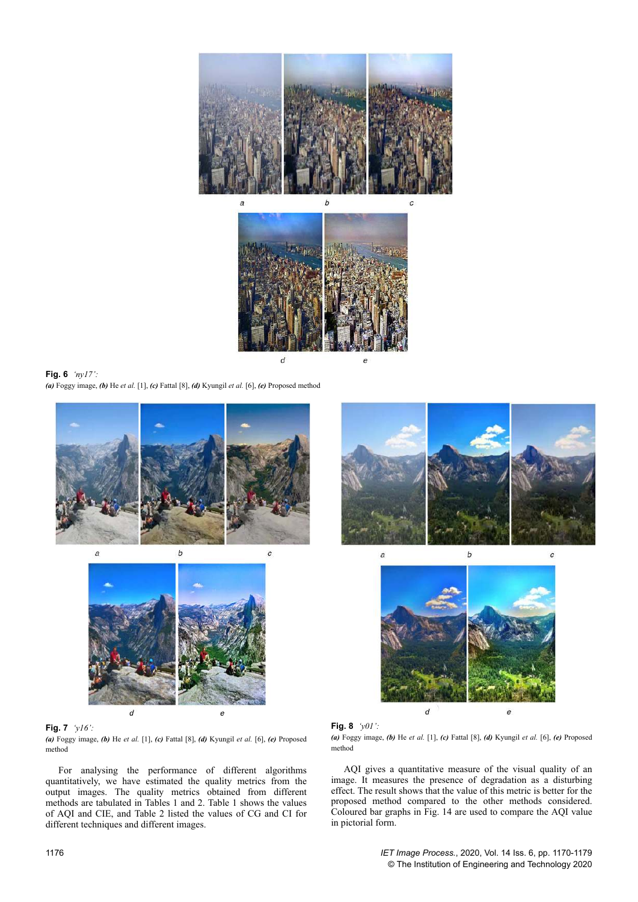**Fig. 6** *'ny17'*:
***(a)*** Foggy image, ***(b)*** He *et al.* [1], ***(c)*** Fattal [8], ***(d)*** Kyungil *et al.* [6], ***(e)*** Proposed method

**Fig. 7** *'y16'*:
***(a)*** Foggy image, ***(b)*** He *et al.* [1], ***(c)*** Fattal [8], ***(d)*** Kyungil *et al.* [6], ***(e)*** Proposed method

**Fig. 8** *'y01'*:
***(a)*** Foggy image, ***(b)*** He *et al.* [1], ***(c)*** Fattal [8], ***(d)*** Kyungil *et al.* [6], ***(e)*** Proposed method

For analysing the performance of different algorithms quantitatively, we have estimated the quality metrics from the output images. The quality metrics obtained from different methods are tabulated in Tables 1 and 2. Table 1 shows the values of AQI and CIE, and Table 2 listed the values of CG and CI for different techniques and different images.

AQI gives a quantitative measure of the visual quality of an image. It measures the presence of degradation as a disturbing effect. The result shows that the value of this metric is better for the proposed method compared to the other methods considered. Coloured bar graphs in Fig. 14 are used to compare the AQI value in pictorial form.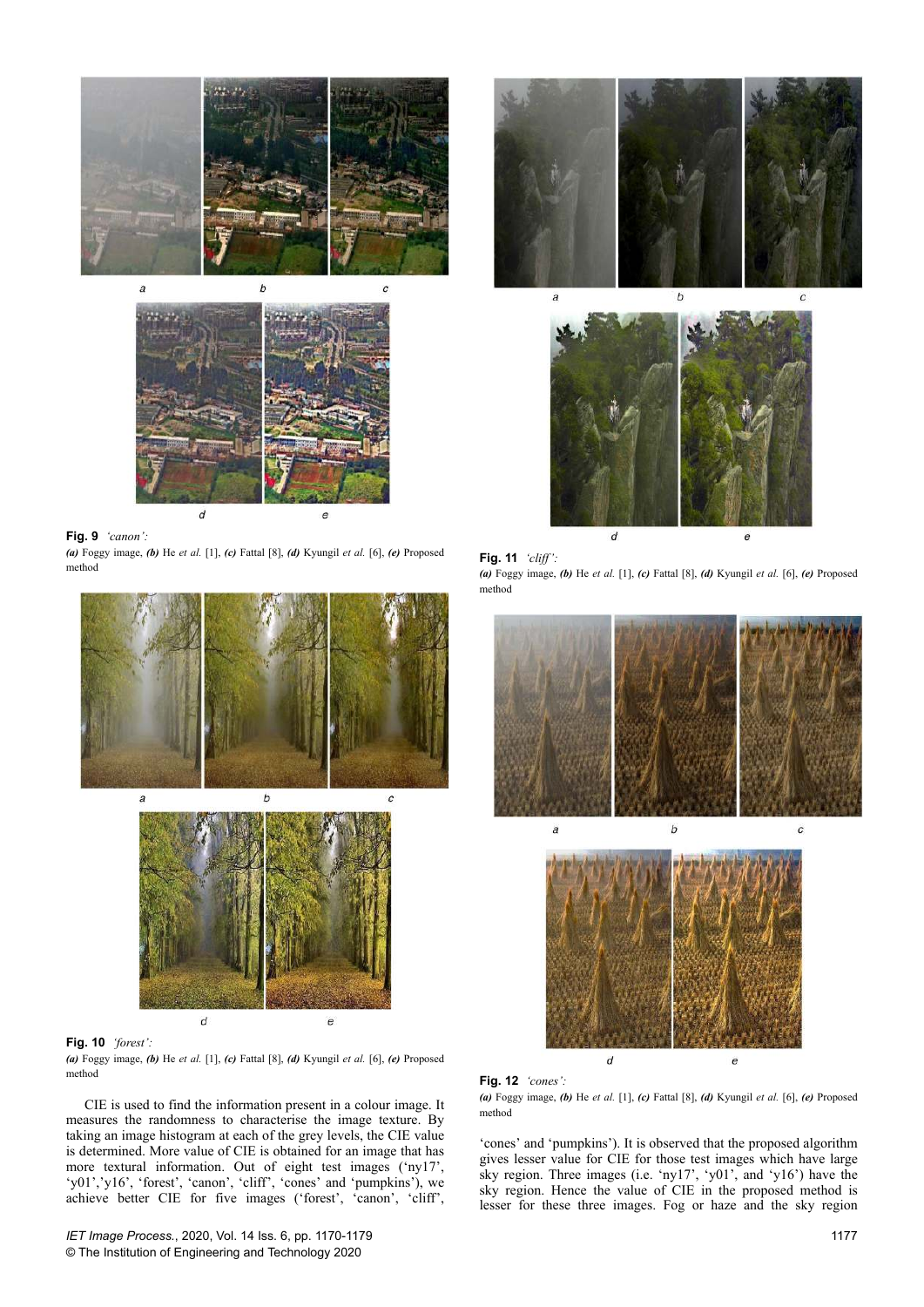**Fig. 9** *'canon':*
***(a)*** Foggy image, ***(b)*** He *et al.* [1], ***(c)*** Fattal [8], ***(d)*** Kyungil *et al.* [6], ***(e)*** Proposed method

**Fig. 10** *'forest':*
***(a)*** Foggy image, ***(b)*** He *et al.* [1], ***(c)*** Fattal [8], ***(d)*** Kyungil *et al.* [6], ***(e)*** Proposed method

**Fig. 11** *'cliff':*
***(a)*** Foggy image, ***(b)*** He *et al.* [1], ***(c)*** Fattal [8], ***(d)*** Kyungil *et al.* [6], ***(e)*** Proposed method

**Fig. 12** *'cones':*
***(a)*** Foggy image, ***(b)*** He *et al.* [1], ***(c)*** Fattal [8], ***(d)*** Kyungil *et al.* [6], ***(e)*** Proposed method

CIE is used to find the information present in a colour image. It measures the randomness to characterise the image texture. By taking an image histogram at each of the grey levels, the CIE value is determined. More value of CIE is obtained for an image that has more textural information. Out of eight test images ('ny17', 'y01','y16', 'forest', 'canon', 'cliff', 'cones' and 'pumpkins'), we achieve better CIE for five images ('forest', 'canon', 'cliff', 'cones' and 'pumpkins'). It is observed that the proposed algorithm gives lesser value for CIE for those test images which have large sky region. Three images (i.e. 'ny17', 'y01', and 'y16') have the sky region. Hence the value of CIE in the proposed method is lesser for these three images. Fog or haze and the sky region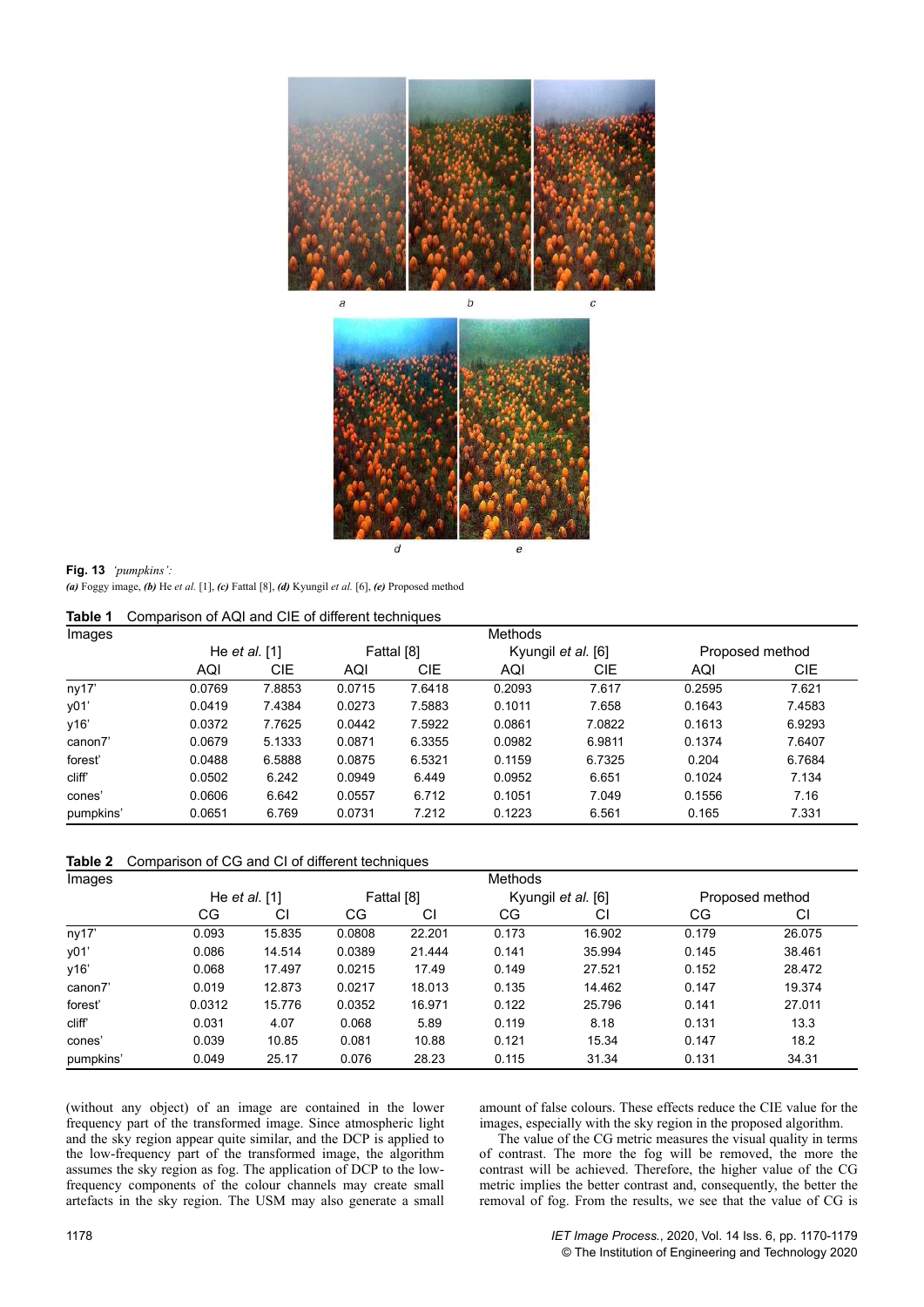**Fig. 13** *'pumpkins':*
***(a)*** Foggy image, ***(b)*** He *et al.* [1], ***(c)*** Fattal [8], ***(d)*** Kyungil *et al.* [6], ***(e)*** Proposed method

**Table 1** Comparison of AQI and CIE of different techniques

| Images | Methods | | | | | | | |
|---|---|---|---|---|---|---|---|---|
| | He *et al.* [1] | | Fattal [8] | | Kyungil *et al.* [6] | | Proposed method | |
| | AQI | CIE | AQI | CIE | AQI | CIE | AQI | CIE |
| ny17' | 0.0769 | 7.8853 | 0.0715 | 7.6418 | 0.2093 | 7.617 | 0.2595 | 7.621 |
| y01' | 0.0419 | 7.4384 | 0.0273 | 7.5883 | 0.1011 | 7.658 | 0.1643 | 7.4583 |
| y16' | 0.0372 | 7.7625 | 0.0442 | 7.5922 | 0.0861 | 7.0822 | 0.1613 | 6.9293 |
| canon7' | 0.0679 | 5.1333 | 0.0871 | 6.3355 | 0.0982 | 6.9811 | 0.1374 | 7.6407 |
| forest' | 0.0488 | 6.5888 | 0.0875 | 6.5321 | 0.1159 | 6.7325 | 0.204 | 6.7684 |
| cliff' | 0.0502 | 6.242 | 0.0949 | 6.449 | 0.0952 | 6.651 | 0.1024 | 7.134 |
| cones' | 0.0606 | 6.642 | 0.0557 | 6.712 | 0.1051 | 7.049 | 0.1556 | 7.16 |
| pumpkins' | 0.0651 | 6.769 | 0.0731 | 7.212 | 0.1223 | 6.561 | 0.165 | 7.331 |

**Table 2** Comparison of CG and CI of different techniques

| Images | Methods | | | | | | | |
|---|---|---|---|---|---|---|---|---|
| | He *et al.* [1] | | Fattal [8] | | Kyungil *et al.* [6] | | Proposed method | |
| | CG | CI | CG | CI | CG | CI | CG | CI |
| ny17' | 0.093 | 15.835 | 0.0808 | 22.201 | 0.173 | 16.902 | 0.179 | 26.075 |
| y01' | 0.086 | 14.514 | 0.0389 | 21.444 | 0.141 | 35.994 | 0.145 | 38.461 |
| y16' | 0.068 | 17.497 | 0.0215 | 17.49 | 0.149 | 27.521 | 0.152 | 28.472 |
| canon7' | 0.019 | 12.873 | 0.0217 | 18.013 | 0.135 | 14.462 | 0.147 | 19.374 |
| forest' | 0.0312 | 15.776 | 0.0352 | 16.971 | 0.122 | 25.796 | 0.141 | 27.011 |
| cliff' | 0.031 | 4.07 | 0.068 | 5.89 | 0.119 | 8.18 | 0.131 | 13.3 |
| cones' | 0.039 | 10.85 | 0.081 | 10.88 | 0.121 | 15.34 | 0.147 | 18.2 |
| pumpkins' | 0.049 | 25.17 | 0.076 | 28.23 | 0.115 | 31.34 | 0.131 | 34.31 |

(without any object) of an image are contained in the lower frequency part of the transformed image. Since atmospheric light and the sky region appear quite similar, and the DCP is applied to the low-frequency part of the transformed image, the algorithm assumes the sky region as fog. The application of DCP to the low-frequency components of the colour channels may create small artefacts in the sky region. The USM may also generate a small amount of false colours. These effects reduce the CIE value for the images, especially with the sky region in the proposed algorithm.

The value of the CG metric measures the visual quality in terms of contrast. The more the fog will be removed, the more the contrast will be achieved. Therefore, the higher value of the CG metric implies the better contrast and, consequently, the better the removal of fog. From the results, we see that the value of CG is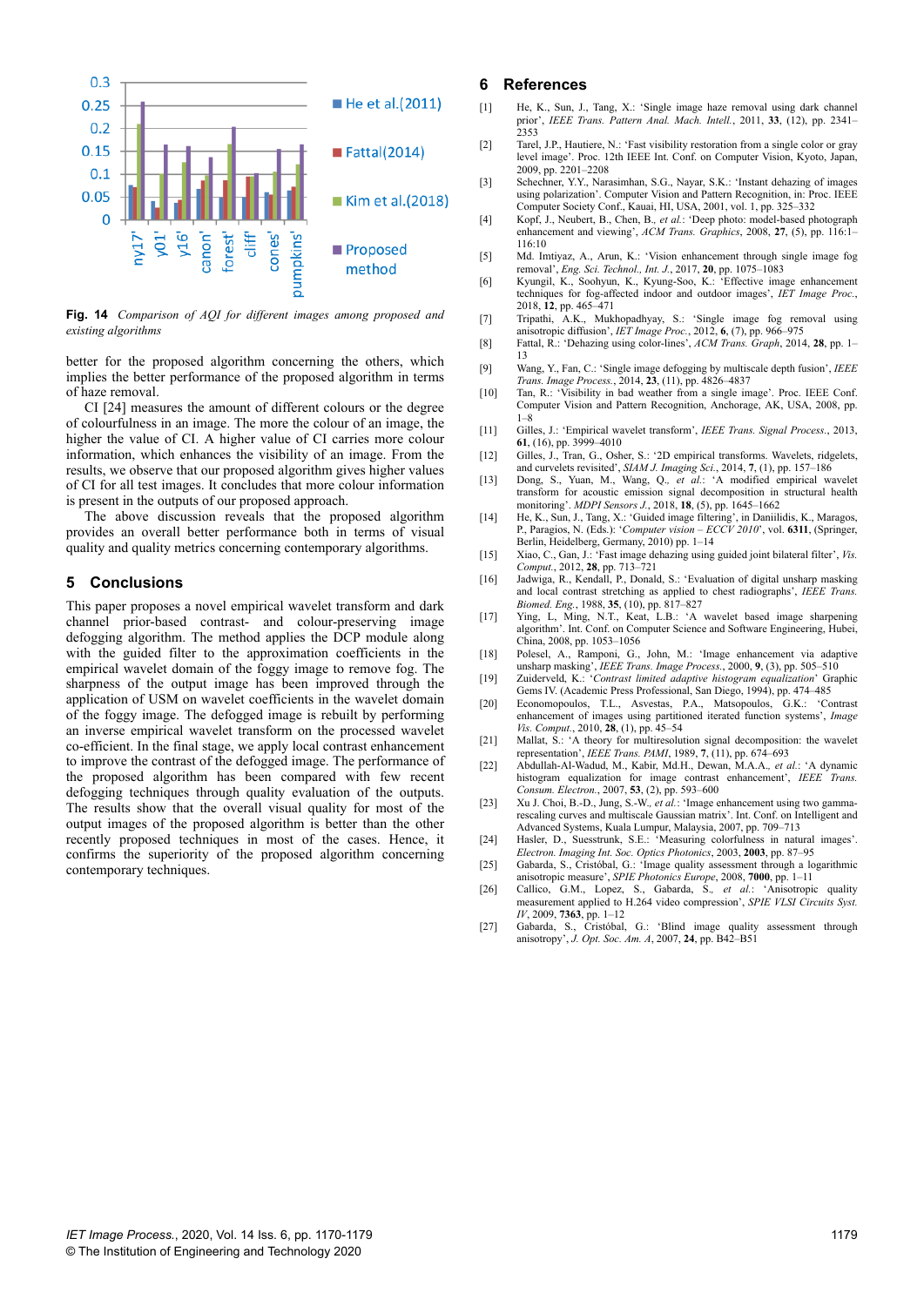0.3
0.25
0.2
0.15
0.1
0.05
0

ny17' y01' y16' canon' forest' cliff' cones' pumpkins'

He et al.(2011)
Fattal(2014)
Kim et al.(2018)
Proposed method

**Fig. 14** *Comparison of AQI for different images among proposed and existing algorithms*

better for the proposed algorithm concerning the others, which implies the better performance of the proposed algorithm in terms of haze removal.

CI [24] measures the amount of different colours or the degree of colourfulness in an image. The more the colour of an image, the higher the value of CI. A higher value of CI carries more colour information, which enhances the visibility of an image. From the results, we observe that our proposed algorithm gives higher values of CI for all test images. It concludes that more colour information is present in the outputs of our proposed approach.

The above discussion reveals that the proposed algorithm provides an overall better performance both in terms of visual quality and quality metrics concerning contemporary algorithms.

## 5 Conclusions

This paper proposes a novel empirical wavelet transform and dark channel prior-based contrast- and colour-preserving image defogging algorithm. The method applies the DCP module along with the guided filter to the approximation coefficients in the empirical wavelet domain of the foggy image to remove fog. The sharpness of the output image has been improved through the application of USM on wavelet coefficients in the wavelet domain of the foggy image. The defogged image is rebuilt by performing an inverse empirical wavelet transform on the processed wavelet co-efficient. In the final stage, we apply local contrast enhancement to improve the contrast of the defogged image. The performance of the proposed algorithm has been compared with few recent defogging techniques through quality evaluation of the outputs. The results show that the overall visual quality for most of the output images of the proposed algorithm is better than the other recently proposed techniques in most of the cases. Hence, it confirms the superiority of the proposed algorithm concerning contemporary techniques.

## 6 References

[1] He, K., Sun, J., Tang, X.: 'Single image haze removal using dark channel prior', *IEEE Trans. Pattern Anal. Mach. Intell.*, 2011, **33**, (12), pp. 2341–2353

[2] Tarel, J.P., Hautiere, N.: 'Fast visibility restoration from a single color or gray level image'. Proc. 12th IEEE Int. Conf. on Computer Vision, Kyoto, Japan, 2009, pp. 2201–2208

[3] Schechner, Y.Y., Narasimhan, S.G., Nayar, S.K.: 'Instant dehazing of images using polarization'. Computer Vision and Pattern Recognition, in: Proc. IEEE Computer Society Conf., Kauai, HI, USA, 2001, vol. 1, pp. 325–332

[4] Kopf, J., Neubert, B., Chen, B., *et al.*: 'Deep photo: model-based photograph enhancement and viewing', *ACM Trans. Graphics*, 2008, **27**, (5), pp. 116:1–116:10

[5] Md. Imtiyaz, A., Arun, K.: 'Vision enhancement through single image fog removal', *Eng. Sci. Technol., Int. J.*, 2017, **20**, pp. 1075–1083

[6] Kyungil, K., Soohyun, K., Kyung-Soo, K.: 'Effective image enhancement techniques for fog-affected indoor and outdoor images', *IET Image Proc.*, 2018, **12**, pp. 465–471

[7] Tripathi, A.K., Mukhopadhyay, S.: 'Single image fog removal using anisotropic diffusion', *IET Image Proc.*, 2012, **6**, (7), pp. 966–975

[8] Fattal, R.: 'Dehazing using color-lines', *ACM Trans. Graph*, 2014, **28**, pp. 1–13

[9] Wang, Y., Fan, C.: 'Single image defogging by multiscale depth fusion', *IEEE Trans. Image Process.*, 2014, **23**, (11), pp. 4826–4837

[10] Tan, R.: 'Visibility in bad weather from a single image'. Proc. IEEE Conf. Computer Vision and Pattern Recognition, Anchorage, AK, USA, 2008, pp. 1–8

[11] Gilles, J.: 'Empirical wavelet transform', *IEEE Trans. Signal Process.*, 2013, **61**, (16), pp. 3999–4010

[12] Gilles, J., Tran, G., Osher, S.: '2D empirical transforms. Wavelets, ridgelets, and curvelets revisited', *SIAM J. Imaging Sci.*, 2014, **7**, (1), pp. 157–186

[13] Dong, S., Yuan, M., Wang, Q., *et al.*: 'A modified empirical wavelet transform for acoustic emission signal decomposition in structural health monitoring', *MDPI Sensors J.*, 2018, **18**, (5), pp. 1645–1662

[14] He, K., Sun, J., Tang, X.: 'Guided image filtering', in Daniilidis, K., Maragos, P., Paragios, N. (Eds.): '*Computer vision – ECCV 2010*', vol. **6311**, (Springer, Berlin, Heidelberg, Germany, 2010) pp. 1–14

[15] Xiao, C., Gan, J.: 'Fast image dehazing using guided joint bilateral filter', *Vis. Comput.*, 2012, **28**, pp. 713–721

[16] Jadwiga, R., Kendall, P., Donald, S.: 'Evaluation of digital unsharp masking and local contrast stretching as applied to chest radiographs', *IEEE Trans. Biomed. Eng.*, 1988, **35**, (10), pp. 817–827

[17] Ying, L, Ming, N.T., Keat, L.B.: 'A wavelet based image sharpening algorithm'. Int. Conf. on Computer Science and Software Engineering, Hubei, China, 2008, pp. 1053–1056

[18] Polesel, A., Ramponi, G., John, M.: 'Image enhancement via adaptive unsharp masking', *IEEE Trans. Image Process.*, 2000, **9**, (3), pp. 505–510

[19] Zuiderveld, K.: '*Contrast limited adaptive histogram equalization*' Graphic Gems IV. (Academic Press Professional, San Diego, 1994), pp. 474–485

[20] Economopoulos, T.L., Asvestas, P.A., Matsopoulos, G.K.: 'Contrast enhancement of images using partitioned iterated function systems', *Image Vis. Comput.*, 2010, **28**, (1), pp. 45–54

[21] Mallat, S.: 'A theory for multiresolution signal decomposition: the wavelet representation', *IEEE Trans. PAMI*, 1989, **7**, (11), pp. 674–693

[22] Abdullah-Al-Wadud, M., Kabir, Md.H., Dewan, M.A.A., *et al.*: 'A dynamic histogram equalization for image contrast enhancement', *IEEE Trans. Consum. Electron.*, 2007, **53**, (2), pp. 593–600

[23] Xu J. Choi, B.-D., Jung, S.-W., *et al.*: 'Image enhancement using two gamma-rescaling curves and multiscale Gaussian matrix'. Int. Conf. on Intelligent and Advanced Systems, Kuala Lumpur, Malaysia, 2007, pp. 709–713

[24] Hasler, D., Suesstrunk, S.E.: 'Measuring colorfulness in natural images'. *Electron. Imaging Int. Soc. Optics Photonics*, 2003, **2003**, pp. 87–95

[25] Gabarda, S., Cristóbal, G.: 'Image quality assessment through a logarithmic anisotropic measure', *SPIE Photonics Europe*, 2008, **7000**, pp. 1–11

[26] Callico, G.M., Lopez, S., Gabarda, S., *et al.*: 'Anisotropic quality measurement applied to H.264 video compression', *SPIE VLSI Circuits Syst. IV*, 2009, **7363**, pp. 1–12

[27] Gabarda, S., Cristóbal, G.: 'Blind image quality assessment through anisotropy', *J. Opt. Soc. Am. A*, 2007, **24**, pp. B42–B51